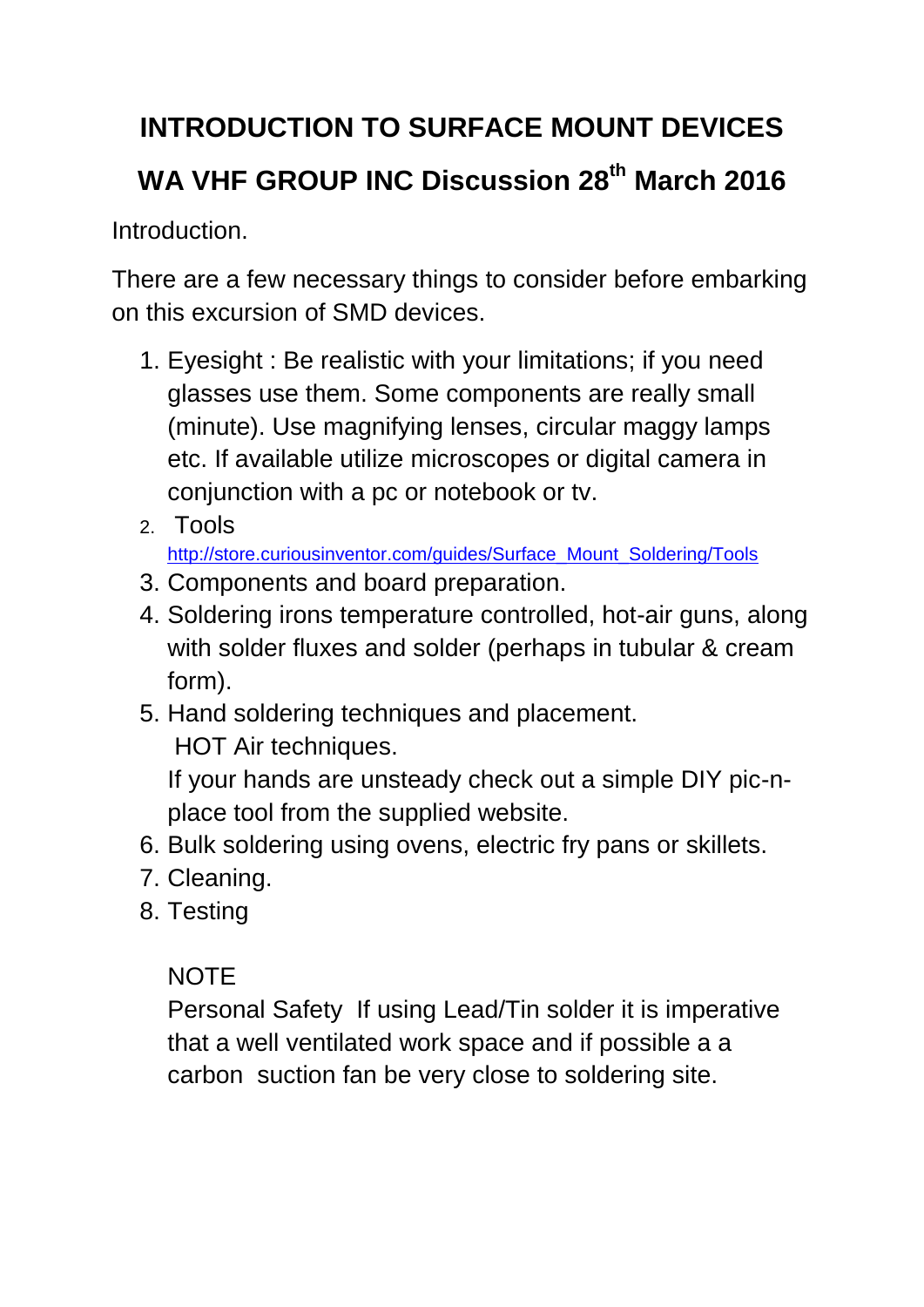# INTRODUCTION TO SURFACE MOUNT DEVICES

## WA VHF GROUP INC Discussion 28th March 2016

Introduction.

There are a few necessary things to consider before embarking on this excursion of SMD devices.

1. Eyesight : Be realistic with your limitations; if you need glasses use them. Some components are really small (minute). Use magnifying lenses, circular maggy lamps etc. If available utilize microscopes or digital camera in conjunction with a pc or notebook or tv.
2. Tools
   http://store.curiousinventor.com/guides/Surface_Mount_Soldering/Tools
3. Components and board preparation.
4. Soldering irons temperature controlled, hot-air guns, along with solder fluxes and solder (perhaps in tubular & cream form).
5. Hand soldering techniques and placement.
   HOT Air techniques.
   If your hands are unsteady check out a simple DIY pic-n-place tool from the supplied website.
6. Bulk soldering using ovens, electric fry pans or skillets.
7. Cleaning.
8. Testing

   NOTE
   Personal Safety If using Lead/Tin solder it is imperative that a well ventilated work space and if possible a a carbon suction fan be very close to soldering site.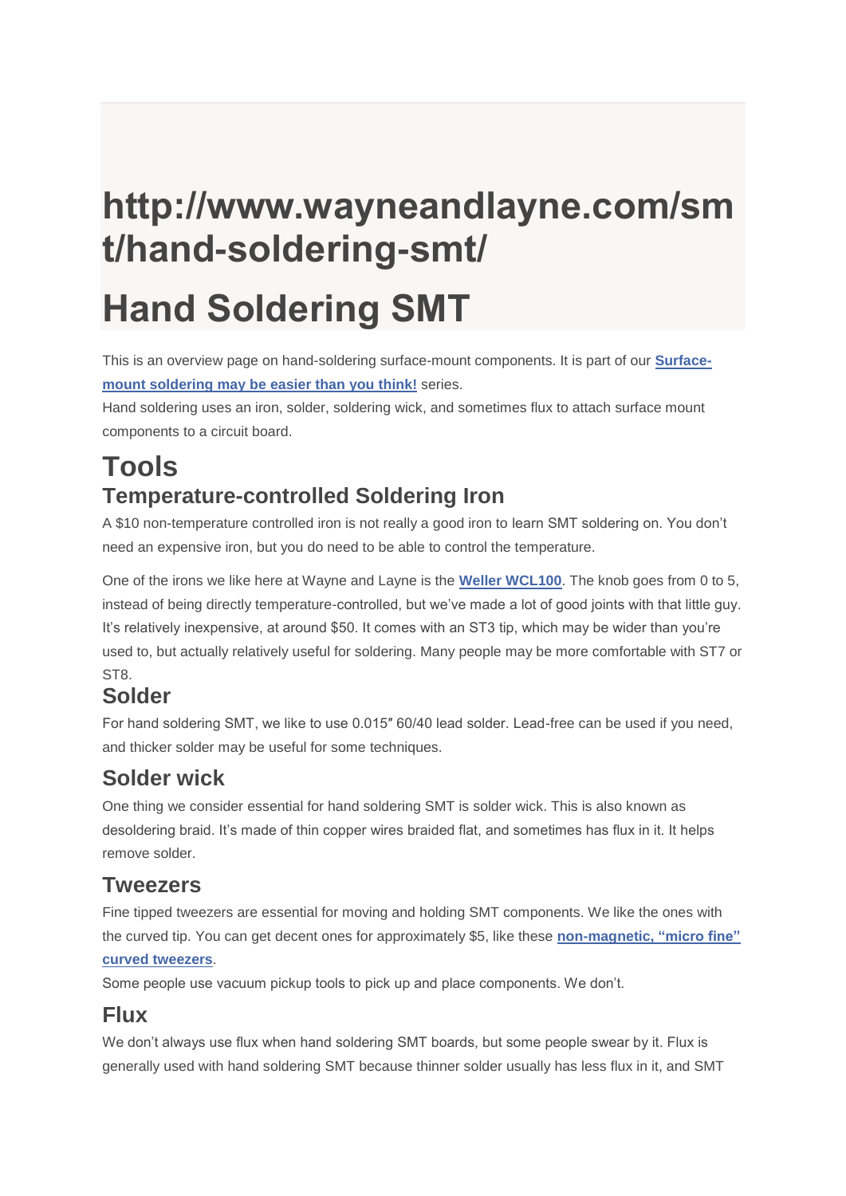# http://www.wayneandlayne.com/smt/hand-soldering-smt/

# Hand Soldering SMT

This is an overview page on hand-soldering surface-mount components. It is part of our **[Surface-mount soldering may be easier than you think!]()** series.

Hand soldering uses an iron, solder, soldering wick, and sometimes flux to attach surface mount components to a circuit board.

## Tools

### Temperature-controlled Soldering Iron

A $10 non-temperature controlled iron is not really a good iron to learn SMT soldering on. You don't need an expensive iron, but you do need to be able to control the temperature.

One of the irons we like here at Wayne and Layne is the **[Weller WCL100]()**. The knob goes from 0 to 5, instead of being directly temperature-controlled, but we've made a lot of good joints with that little guy. It's relatively inexpensive, at around $50. It comes with an ST3 tip, which may be wider than you're used to, but actually relatively useful for soldering. Many people may be more comfortable with ST7 or ST8.

### Solder

For hand soldering SMT, we like to use 0.015″ 60/40 lead solder. Lead-free can be used if you need, and thicker solder may be useful for some techniques.

### Solder wick

One thing we consider essential for hand soldering SMT is solder wick. This is also known as desoldering braid. It's made of thin copper wires braided flat, and sometimes has flux in it. It helps remove solder.

### Tweezers

Fine tipped tweezers are essential for moving and holding SMT components. We like the ones with the curved tip. You can get decent ones for approximately $5, like these **[non-magnetic, "micro fine" curved tweezers]()**.

Some people use vacuum pickup tools to pick up and place components. We don't.

### Flux

We don't always use flux when hand soldering SMT boards, but some people swear by it. Flux is generally used with hand soldering SMT because thinner solder usually has less flux in it, and SMT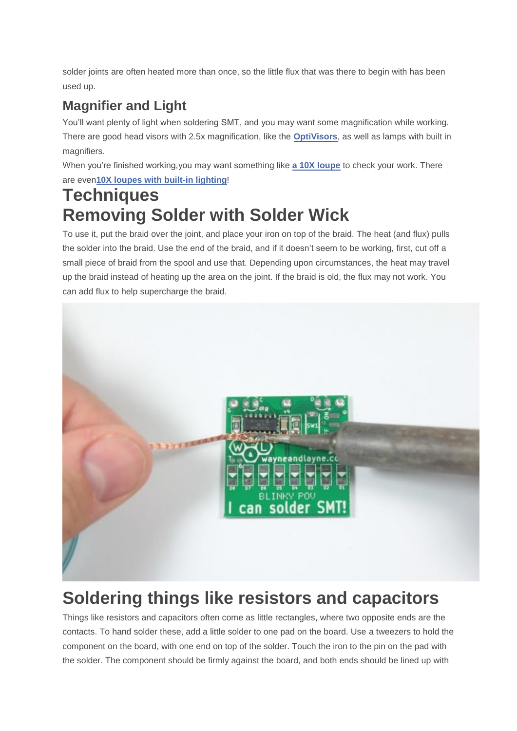solder joints are often heated more than once, so the little flux that was there to begin with has been used up.

## Magnifier and Light

You'll want plenty of light when soldering SMT, and you may want some magnification while working. There are good head visors with 2.5x magnification, like the **OptiVisors**, as well as lamps with built in magnifiers.

When you're finished working,you may want something like **a 10X loupe** to check your work. There are even**10X loupes with built-in lighting**!

# Techniques

# Removing Solder with Solder Wick

To use it, put the braid over the joint, and place your iron on top of the braid. The heat (and flux) pulls the solder into the braid. Use the end of the braid, and if it doesn't seem to be working, first, cut off a small piece of braid from the spool and use that. Depending upon circumstances, the heat may travel up the braid instead of heating up the area on the joint. If the braid is old, the flux may not work. You can add flux to help supercharge the braid.

# Soldering things like resistors and capacitors

Things like resistors and capacitors often come as little rectangles, where two opposite ends are the contacts. To hand solder these, add a little solder to one pad on the board. Use a tweezers to hold the component on the board, with one end on top of the solder. Touch the iron to the pin on the pad with the solder. The component should be firmly against the board, and both ends should be lined up with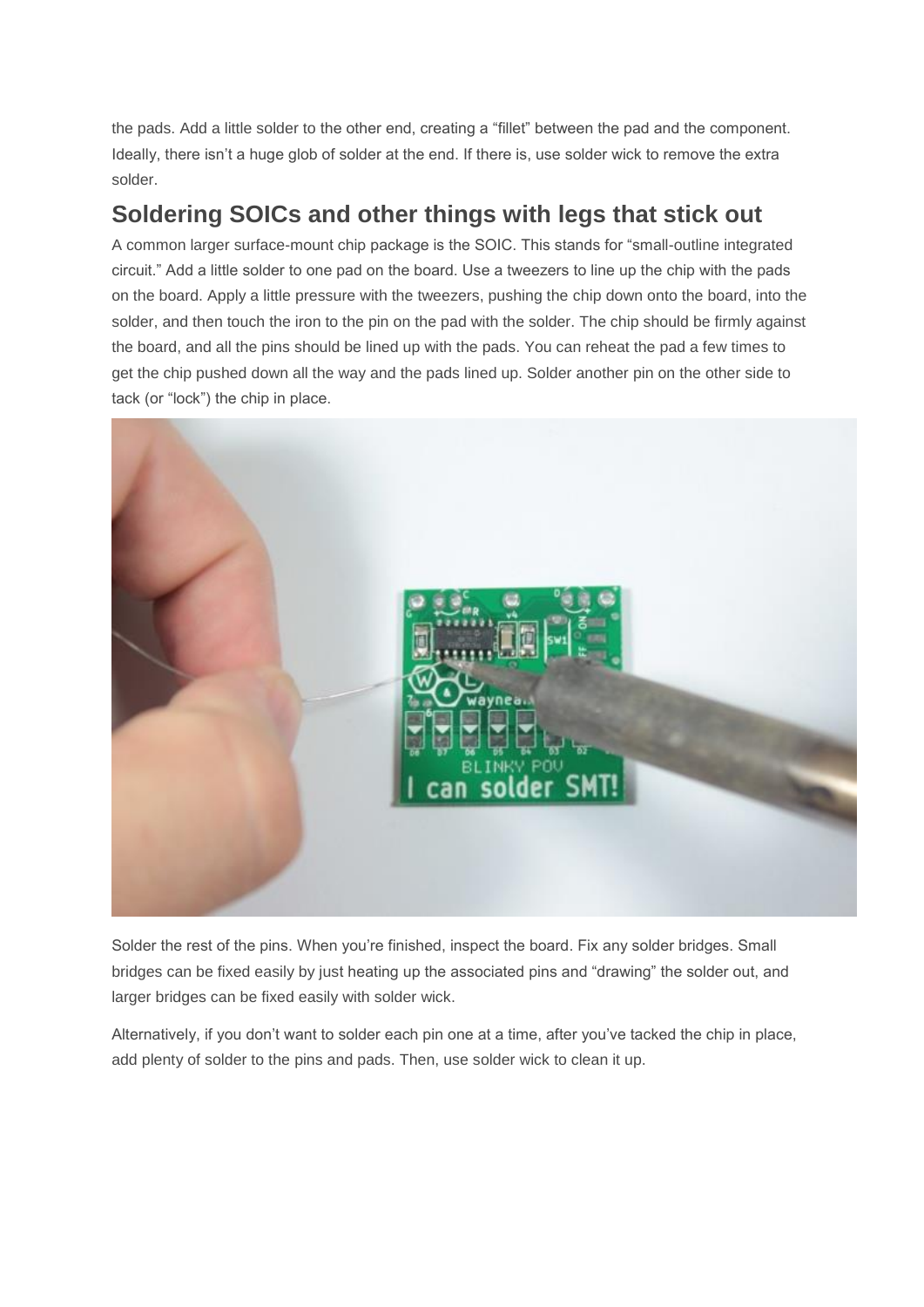the pads. Add a little solder to the other end, creating a "fillet" between the pad and the component. Ideally, there isn't a huge glob of solder at the end. If there is, use solder wick to remove the extra solder.

## Soldering SOICs and other things with legs that stick out

A common larger surface-mount chip package is the SOIC. This stands for "small-outline integrated circuit." Add a little solder to one pad on the board. Use a tweezers to line up the chip with the pads on the board. Apply a little pressure with the tweezers, pushing the chip down onto the board, into the solder, and then touch the iron to the pin on the pad with the solder. The chip should be firmly against the board, and all the pins should be lined up with the pads. You can reheat the pad a few times to get the chip pushed down all the way and the pads lined up. Solder another pin on the other side to tack (or "lock") the chip in place.

Solder the rest of the pins. When you're finished, inspect the board. Fix any solder bridges. Small bridges can be fixed easily by just heating up the associated pins and "drawing" the solder out, and larger bridges can be fixed easily with solder wick.

Alternatively, if you don't want to solder each pin one at a time, after you've tacked the chip in place, add plenty of solder to the pins and pads. Then, use solder wick to clean it up.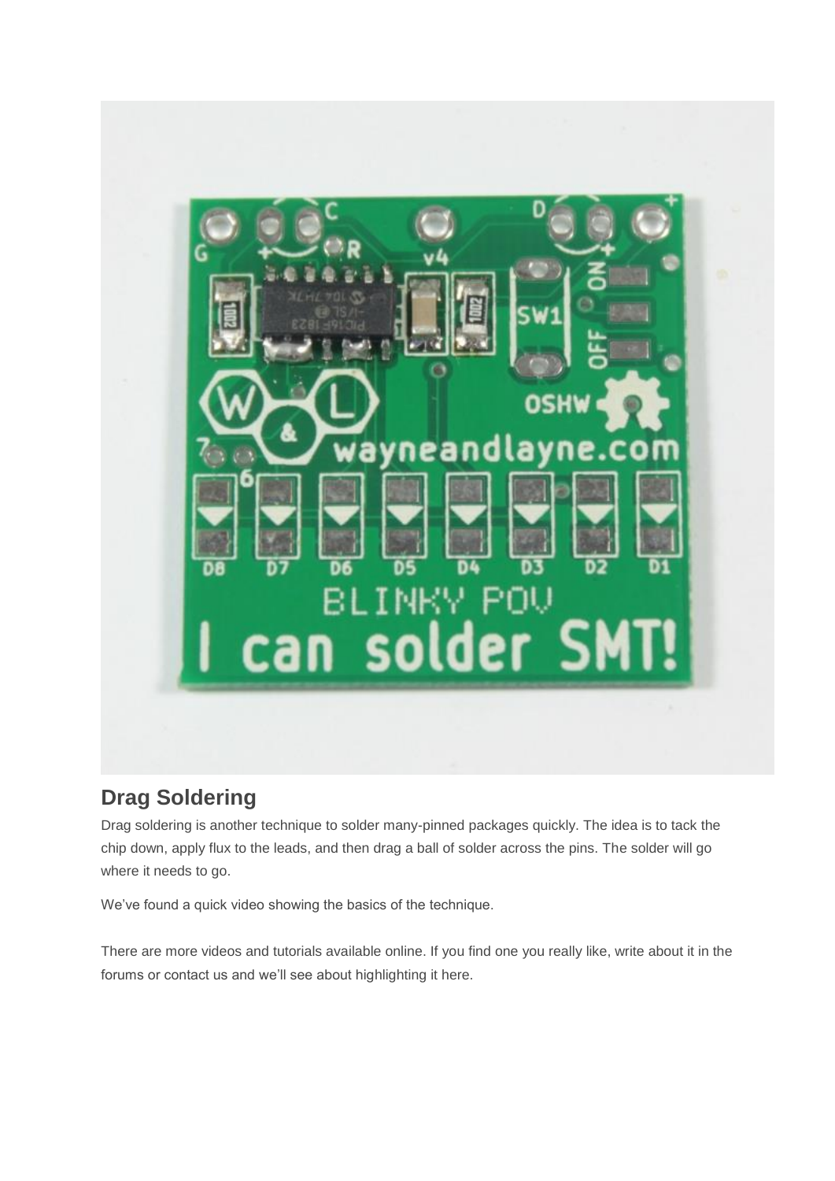## Drag Soldering

Drag soldering is another technique to solder many-pinned packages quickly. The idea is to tack the chip down, apply flux to the leads, and then drag a ball of solder across the pins. The solder will go where it needs to go.

We've found a quick video showing the basics of the technique.

There are more videos and tutorials available online. If you find one you really like, write about it in the forums or contact us and we'll see about highlighting it here.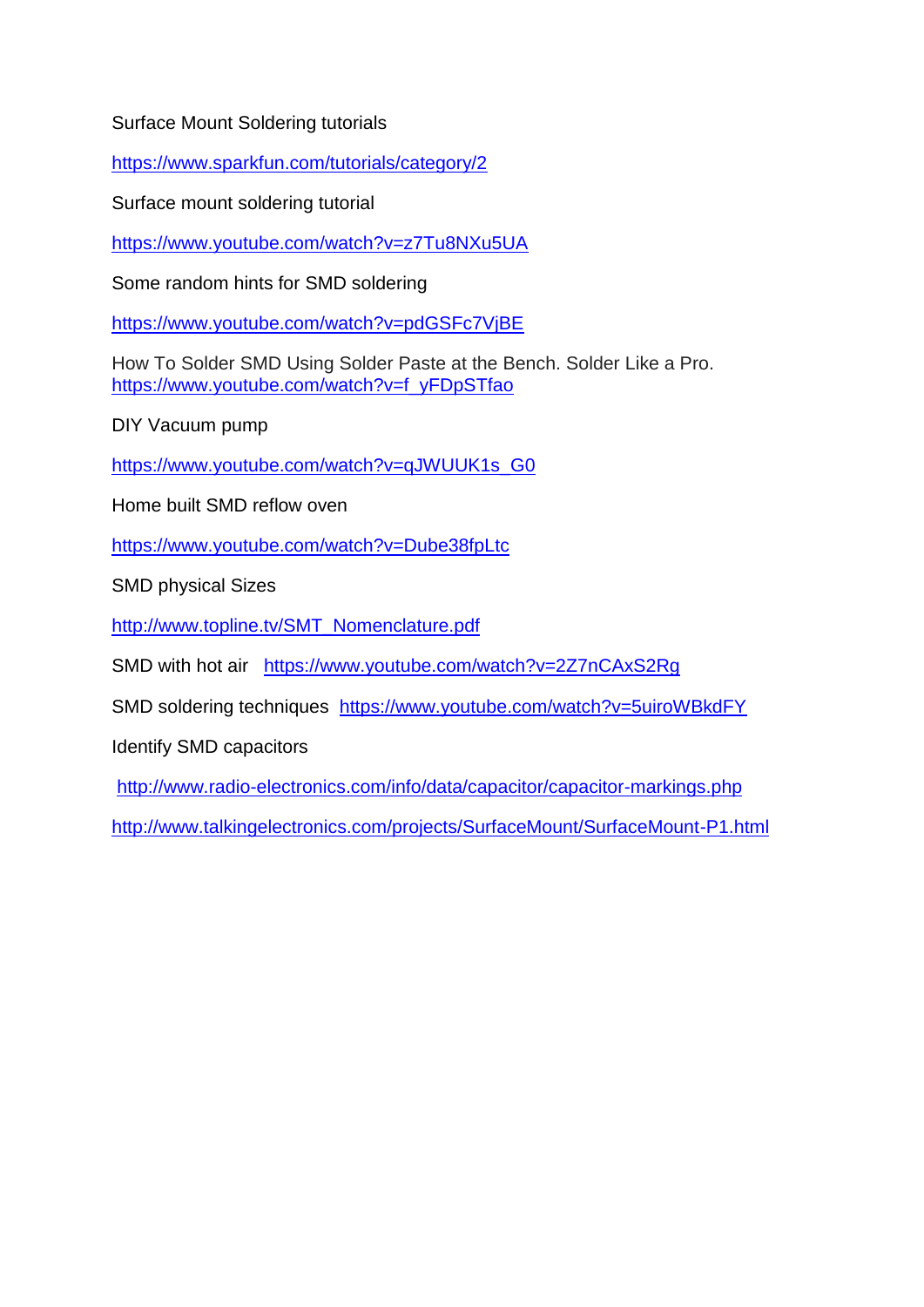Surface Mount Soldering tutorials

https://www.sparkfun.com/tutorials/category/2

Surface mount soldering tutorial

https://www.youtube.com/watch?v=z7Tu8NXu5UA

Some random hints for SMD soldering

https://www.youtube.com/watch?v=pdGSFc7VjBE

How To Solder SMD Using Solder Paste at the Bench. Solder Like a Pro.
https://www.youtube.com/watch?v=f_yFDpSTfao

DIY Vacuum pump

https://www.youtube.com/watch?v=qJWUUK1s_G0

Home built SMD reflow oven

https://www.youtube.com/watch?v=Dube38fpLtc

SMD physical Sizes

http://www.topline.tv/SMT_Nomenclature.pdf

SMD with hot air https://www.youtube.com/watch?v=2Z7nCAxS2Rg

SMD soldering techniques https://www.youtube.com/watch?v=5uiroWBkdFY

Identify SMD capacitors

http://www.radio-electronics.com/info/data/capacitor/capacitor-markings.php

http://www.talkingelectronics.com/projects/SurfaceMount/SurfaceMount-P1.html